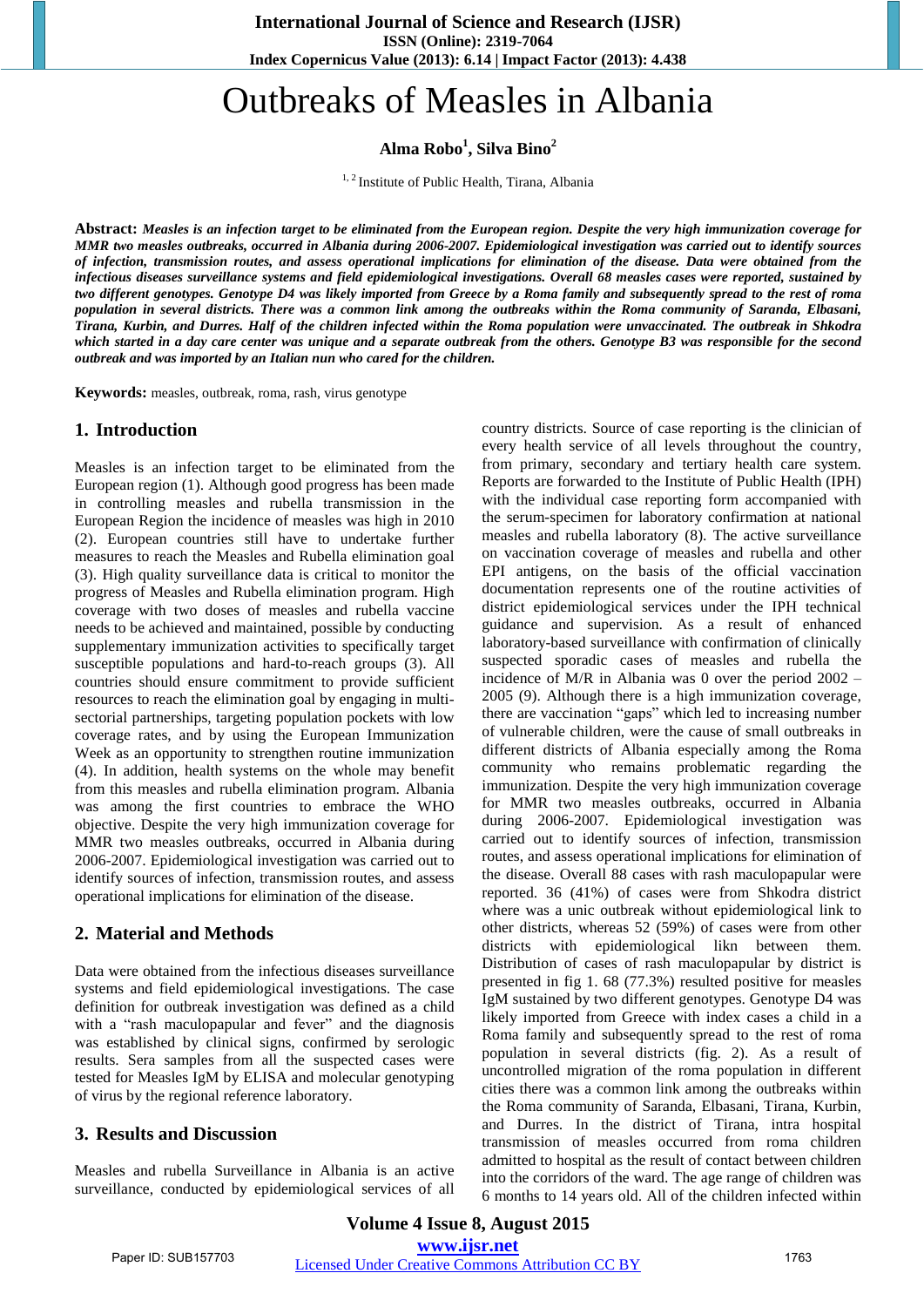# Outbreaks of Measles in Albania

**Alma Robo[1], Silva Bino[2]**

[1, 2] Institute of Public Health, Tirana, Albania

**Abstract:** ***Measles is an infection target to be eliminated from the European region. Despite the very high immunization coverage for MMR two measles outbreaks, occurred in Albania during 2006-2007. Epidemiological investigation was carried out to identify sources of infection, transmission routes, and assess operational implications for elimination of the disease. Data were obtained from the infectious diseases surveillance systems and field epidemiological investigations. Overall 68 measles cases were reported, sustained by two different genotypes. Genotype D4 was likely imported from Greece by a Roma family and subsequently spread to the rest of roma population in several districts. There was a common link among the outbreaks within the Roma community of Saranda, Elbasani, Tirana, Kurbin, and Durres. Half of the children infected within the Roma population were unvaccinated. The outbreak in Shkodra which started in a day care center was unique and a separate outbreak from the others. Genotype B3 was responsible for the second outbreak and was imported by an Italian nun who cared for the children.***

**Keywords:** measles, outbreak, roma, rash, virus genotype

## 1. Introduction

Measles is an infection target to be eliminated from the European region (1). Although good progress has been made in controlling measles and rubella transmission in the European Region the incidence of measles was high in 2010 (2). European countries still have to undertake further measures to reach the Measles and Rubella elimination goal (3). High quality surveillance data is critical to monitor the progress of Measles and Rubella elimination program. High coverage with two doses of measles and rubella vaccine needs to be achieved and maintained, possible by conducting supplementary immunization activities to specifically target susceptible populations and hard-to-reach groups (3). All countries should ensure commitment to provide sufficient resources to reach the elimination goal by engaging in multi-sectorial partnerships, targeting population pockets with low coverage rates, and by using the European Immunization Week as an opportunity to strengthen routine immunization (4). In addition, health systems on the whole may benefit from this measles and rubella elimination program. Albania was among the first countries to embrace the WHO objective. Despite the very high immunization coverage for MMR two measles outbreaks, occurred in Albania during 2006-2007. Epidemiological investigation was carried out to identify sources of infection, transmission routes, and assess operational implications for elimination of the disease.

## 2. Material and Methods

Data were obtained from the infectious diseases surveillance systems and field epidemiological investigations. The case definition for outbreak investigation was defined as a child with a "rash maculopapular and fever" and the diagnosis was established by clinical signs, confirmed by serologic results. Sera samples from all the suspected cases were tested for Measles IgM by ELISA and molecular genotyping of virus by the regional reference laboratory.

## 3. Results and Discussion

Measles and rubella Surveillance in Albania is an active surveillance, conducted by epidemiological services of all country districts. Source of case reporting is the clinician of every health service of all levels throughout the country, from primary, secondary and tertiary health care system. Reports are forwarded to the Institute of Public Health (IPH) with the individual case reporting form accompanied with the serum-specimen for laboratory confirmation at national measles and rubella laboratory (8). The active surveillance on vaccination coverage of measles and rubella and other EPI antigens, on the basis of the official vaccination documentation represents one of the routine activities of district epidemiological services under the IPH technical guidance and supervision. As a result of enhanced laboratory-based surveillance with confirmation of clinically suspected sporadic cases of measles and rubella the incidence of M/R in Albania was 0 over the period 2002 – 2005 (9). Although there is a high immunization coverage, there are vaccination "gaps" which led to increasing number of vulnerable children, were the cause of small outbreaks in different districts of Albania especially among the Roma community who remains problematic regarding the immunization. Despite the very high immunization coverage for MMR two measles outbreaks, occurred in Albania during 2006-2007. Epidemiological investigation was carried out to identify sources of infection, transmission routes, and assess operational implications for elimination of the disease. Overall 88 cases with rash maculopapular were reported. 36 (41%) of cases were from Shkodra district where was a unic outbreak without epidemiological link to other districts, whereas 52 (59%) of cases were from other districts with epidemiological likn between them. Distribution of cases of rash maculopapular by district is presented in fig 1. 68 (77.3%) resulted positive for measles IgM sustained by two different genotypes. Genotype D4 was likely imported from Greece with index cases a child in a Roma family and subsequently spread to the rest of roma population in several districts (fig. 2). As a result of uncontrolled migration of the roma population in different cities there was a common link among the outbreaks within the Roma community of Saranda, Elbasani, Tirana, Kurbin, and Durres. In the district of Tirana, intra hospital transmission of measles occurred from roma children admitted to hospital as the result of contact between children into the corridors of the ward. The age range of children was 6 months to 14 years old. All of the children infected within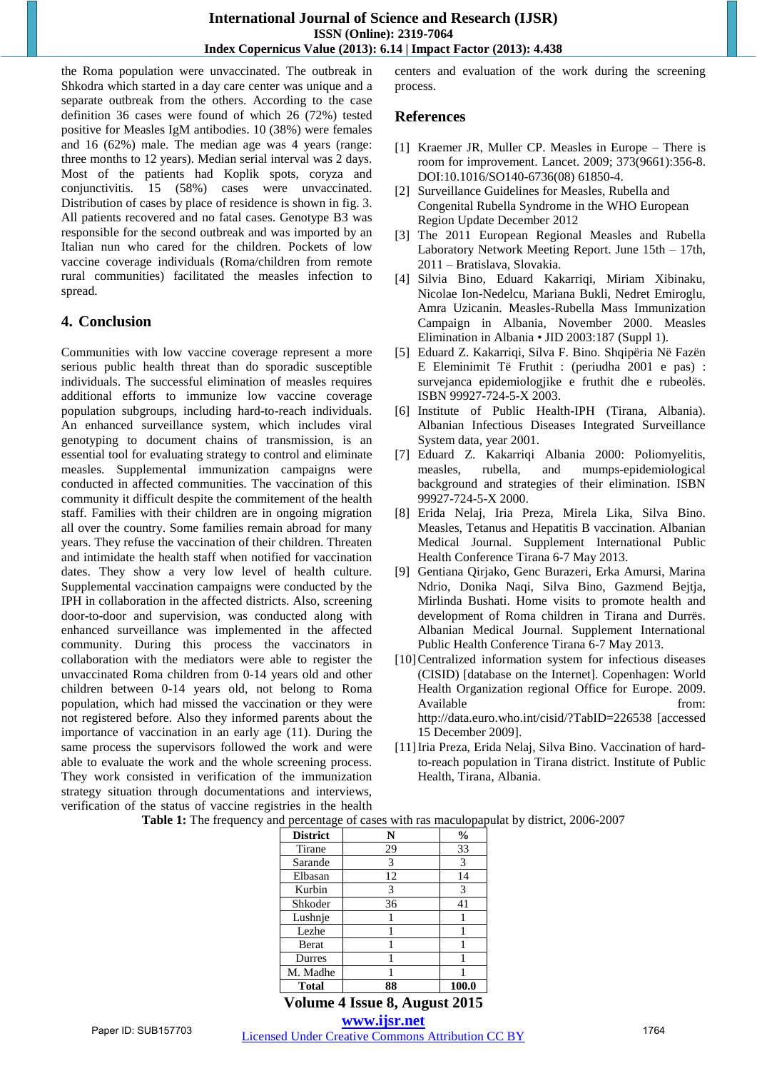the Roma population were unvaccinated. The outbreak in Shkodra which started in a day care center was unique and a separate outbreak from the others. According to the case definition 36 cases were found of which 26 (72%) tested positive for Measles IgM antibodies. 10 (38%) were females and 16 (62%) male. The median age was 4 years (range: three months to 12 years). Median serial interval was 2 days. Most of the patients had Koplik spots, coryza and conjunctivitis. 15 (58%) cases were unvaccinated. Distribution of cases by place of residence is shown in fig. 3. All patients recovered and no fatal cases. Genotype B3 was responsible for the second outbreak and was imported by an Italian nun who cared for the children. Pockets of low vaccine coverage individuals (Roma/children from remote rural communities) facilitated the measles infection to spread.

## 4. Conclusion

Communities with low vaccine coverage represent a more serious public health threat than do sporadic susceptible individuals. The successful elimination of measles requires additional efforts to immunize low vaccine coverage population subgroups, including hard-to-reach individuals. An enhanced surveillance system, which includes viral genotyping to document chains of transmission, is an essential tool for evaluating strategy to control and eliminate measles. Supplemental immunization campaigns were conducted in affected communities. The vaccination of this community it difficult despite the commitement of the health staff. Families with their children are in ongoing migration all over the country. Some families remain abroad for many years. They refuse the vaccination of their children. Threaten and intimidate the health staff when notified for vaccination dates. They show a very low level of health culture. Supplemental vaccination campaigns were conducted by the IPH in collaboration in the affected districts. Also, screening door-to-door and supervision, was conducted along with enhanced surveillance was implemented in the affected community. During this process the vaccinators in collaboration with the mediators were able to register the unvaccinated Roma children from 0-14 years old and other children between 0-14 years old, not belong to Roma population, which had missed the vaccination or they were not registered before. Also they informed parents about the importance of vaccination in an early age (11). During the same process the supervisors followed the work and were able to evaluate the work and the whole screening process. They work consisted in verification of the immunization strategy situation through documentations and interviews, verification of the status of vaccine registries in the health centers and evaluation of the work during the screening process.

## References

[1] Kraemer JR, Muller CP. Measles in Europe – There is room for improvement. Lancet. 2009; 373(9661):356-8. DOI:10.1016/SO140-6736(08) 61850-4.

[2] Surveillance Guidelines for Measles, Rubella and Congenital Rubella Syndrome in the WHO European Region Update December 2012

[3] The 2011 European Regional Measles and Rubella Laboratory Network Meeting Report. June 15th – 17th, 2011 – Bratislava, Slovakia.

[4] Silvia Bino, Eduard Kakarriqi, Miriam Xibinaku, Nicolae Ion-Nedelcu, Mariana Bukli, Nedret Emiroglu, Amra Uzicanin. Measles-Rubella Mass Immunization Campaign in Albania, November 2000. Measles Elimination in Albania • JID 2003:187 (Suppl 1).

[5] Eduard Z. Kakarriqi, Silva F. Bino. Shqipëria Në Fazën E Eleminimit Të Fruthit : (periudha 2001 e pas) : survejanca epidemiologjike e fruthit dhe e rubeolës. ISBN 99927-724-5-X 2003.

[6] Institute of Public Health-IPH (Tirana, Albania). Albanian Infectious Diseases Integrated Surveillance System data, year 2001.

[7] Eduard Z. Kakarriqi Albania 2000: Poliomyelitis, measles, rubella, and mumps-epidemiological background and strategies of their elimination. ISBN 99927-724-5-X 2000.

[8] Erida Nelaj, Iria Preza, Mirela Lika, Silva Bino. Measles, Tetanus and Hepatitis B vaccination. Albanian Medical Journal. Supplement International Public Health Conference Tirana 6-7 May 2013.

[9] Gentiana Qirjako, Genc Burazeri, Erka Amursi, Marina Ndrio, Donika Naqi, Silva Bino, Gazmend Bejtja, Mirlinda Bushati. Home visits to promote health and development of Roma children in Tirana and Durrës. Albanian Medical Journal. Supplement International Public Health Conference Tirana 6-7 May 2013.

[10] Centralized information system for infectious diseases (CISID) [database on the Internet]. Copenhagen: World Health Organization regional Office for Europe. 2009. Available from: http://data.euro.who.int/cisid/?TabID=226538 [accessed 15 December 2009].

[11] Iria Preza, Erida Nelaj, Silva Bino. Vaccination of hard-to-reach population in Tirana district. Institute of Public Health, Tirana, Albania.

**Table 1:** The frequency and percentage of cases with ras maculopapulat by district, 2006-2007

| District | N | % |
|---|---|---|
| Tirane | 29 | 33 |
| Sarande | 3 | 3 |
| Elbasan | 12 | 14 |
| Kurbin | 3 | 3 |
| Shkoder | 36 | 41 |
| Lushnje | 1 | 1 |
| Lezhe | 1 | 1 |
| Berat | 1 | 1 |
| Durres | 1 | 1 |
| M. Madhe | 1 | 1 |
| **Total** | **88** | **100.0** |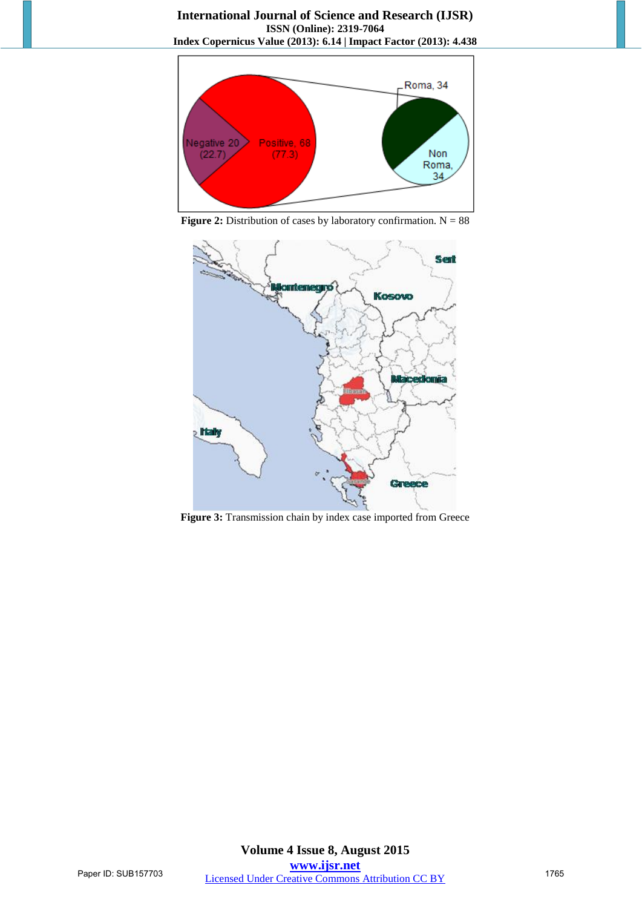Negative 20
(22.7)

Positive, 68
(77.3)

Roma, 34

Non
Roma,
34

**Figure 2:** Distribution of cases by laboratory confirmation. N = 88

Serb

Montenegro

Kosovo

Macedonia

Italy

Greece

**Figure 3:** Transmission chain by index case imported from Greece